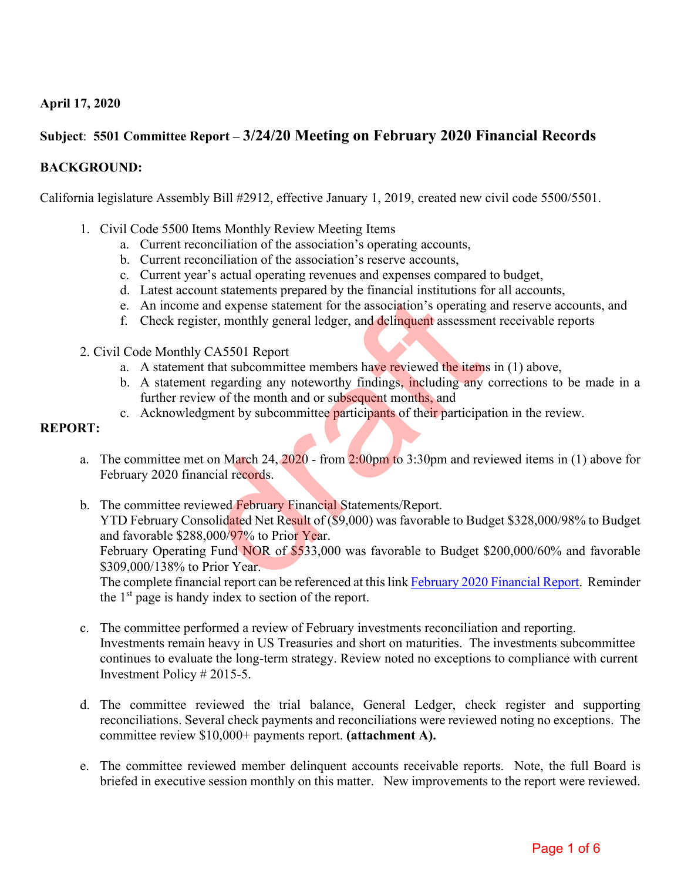**April 17, 2020**

**Subject**: **5501 Committee Report – 3/24/20 Meeting on February 2020 Financial Records**

**BACKGROUND:**

California legislature Assembly Bill #2912, effective January 1, 2019, created new civil code 5500/5501.

1. Civil Code 5500 Items Monthly Review Meeting Items
   a. Current reconciliation of the association's operating accounts,
   b. Current reconciliation of the association's reserve accounts,
   c. Current year's actual operating revenues and expenses compared to budget,
   d. Latest account statements prepared by the financial institutions for all accounts,
   e. An income and expense statement for the association's operating and reserve accounts, and
   f. Check register, monthly general ledger, and delinquent assessment receivable reports

2. Civil Code Monthly CA5501 Report
   a. A statement that subcommittee members have reviewed the items in (1) above,
   b. A statement regarding any noteworthy findings, including any corrections to be made in a further review of the month and or subsequent months, and
   c. Acknowledgment by subcommittee participants of their participation in the review.

**REPORT:**

a. The committee met on March 24, 2020 - from 2:00pm to 3:30pm and reviewed items in (1) above for February 2020 financial records.

b. The committee reviewed February Financial Statements/Report.
   YTD February Consolidated Net Result of ($9,000) was favorable to Budget $328,000/98% to Budget and favorable $288,000/97% to Prior Year.
   February Operating Fund NOR of $533,000 was favorable to Budget $200,000/60% and favorable $309,000/138% to Prior Year.
   The complete financial report can be referenced at this link February 2020 Financial Report. Reminder the 1st page is handy index to section of the report.

c. The committee performed a review of February investments reconciliation and reporting.
   Investments remain heavy in US Treasuries and short on maturities. The investments subcommittee continues to evaluate the long-term strategy. Review noted no exceptions to compliance with current Investment Policy # 2015-5.

d. The committee reviewed the trial balance, General Ledger, check register and supporting reconciliations. Several check payments and reconciliations were reviewed noting no exceptions. The committee review $10,000+ payments report. **(attachment A).**

e. The committee reviewed member delinquent accounts receivable reports. Note, the full Board is briefed in executive session monthly on this matter. New improvements to the report were reviewed.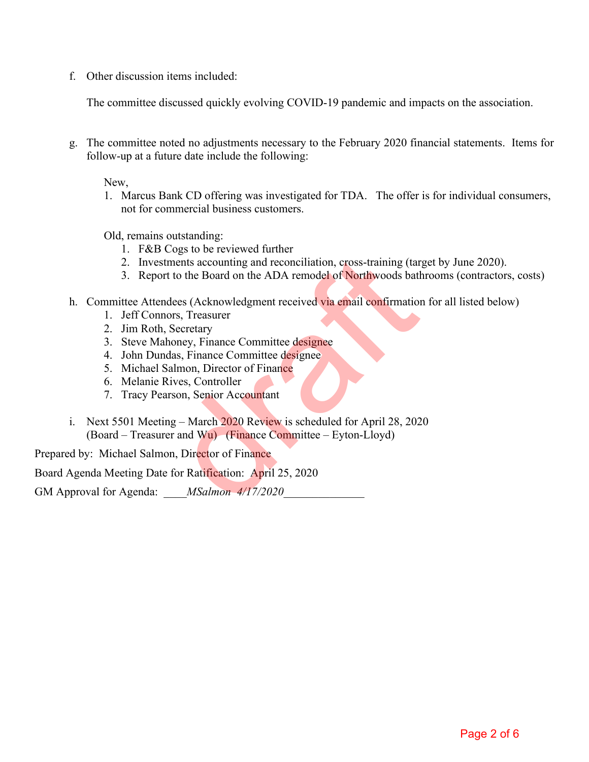f. Other discussion items included:

   The committee discussed quickly evolving COVID-19 pandemic and impacts on the association.

g. The committee noted no adjustments necessary to the February 2020 financial statements. Items for follow-up at a future date include the following:

   New,
   1. Marcus Bank CD offering was investigated for TDA. The offer is for individual consumers, not for commercial business customers.

   Old, remains outstanding:
   1. F&B Cogs to be reviewed further
   2. Investments accounting and reconciliation, cross-training (target by June 2020).
   3. Report to the Board on the ADA remodel of Northwoods bathrooms (contractors, costs)

h. Committee Attendees (Acknowledgment received via email confirmation for all listed below)
   1. Jeff Connors, Treasurer
   2. Jim Roth, Secretary
   3. Steve Mahoney, Finance Committee designee
   4. John Dundas, Finance Committee designee
   5. Michael Salmon, Director of Finance
   6. Melanie Rives, Controller
   7. Tracy Pearson, Senior Accountant

i. Next 5501 Meeting – March 2020 Review is scheduled for April 28, 2020
   (Board – Treasurer and Wu) (Finance Committee – Eyton-Lloyd)

Prepared by: Michael Salmon, Director of Finance

Board Agenda Meeting Date for Ratification: April 25, 2020

GM Approval for Agenda: ____*MSalmon 4/17/2020*______________

draft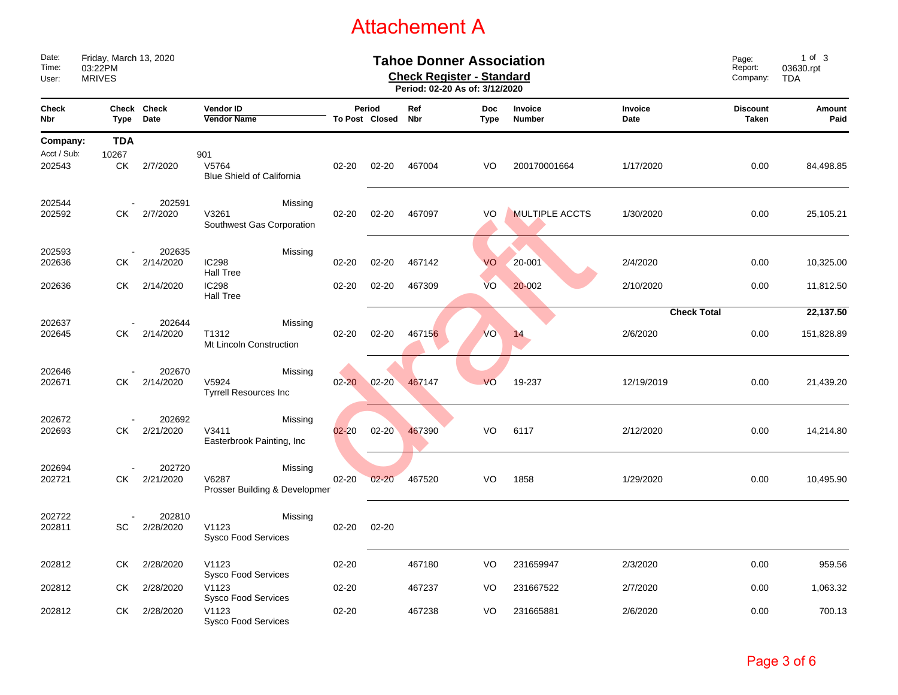# Attachement A

Date: Friday, March 13, 2020
Time: 03:22PM
User: MRIVES

## Tahoe Donner Association

**Check Register - Standard**

**Period: 02-20 As of: 3/12/2020**

Page: 1 of 3
Report: 03630.rpt
Company: TDA

| Check Nbr | Check Type | Check Date | Vendor ID / Vendor Name | Period To Post | Period Closed | Ref Nbr | Doc Type | Invoice Number | Invoice Date | Discount Taken | Amount Paid |
|---|---|---|---|---|---|---|---|---|---|---|---|
| **Company:** | **TDA** | | | | | | | | | | |
| Acct / Sub: | 10267 | | 901 | | | | | | | | |
| 202543 | CK | 2/7/2020 | V5764 Blue Shield of California | 02-20 | 02-20 | 467004 | VO | 200170001664 | 1/17/2020 | 0.00 | 84,498.85 |
| 202544 | - | 202591 | Missing | | | | | | | | |
| 202592 | CK | 2/7/2020 | V3261 Southwest Gas Corporation | 02-20 | 02-20 | 467097 | VO | MULTIPLE ACCTS | 1/30/2020 | 0.00 | 25,105.21 |
| 202593 | - | 202635 | Missing | | | | | | | | |
| 202636 | CK | 2/14/2020 | IC298 Hall Tree | 02-20 | 02-20 | 467142 | VO | 20-001 | 2/4/2020 | 0.00 | 10,325.00 |
| 202636 | CK | 2/14/2020 | IC298 Hall Tree | 02-20 | 02-20 | 467309 | VO | 20-002 | 2/10/2020 | 0.00 | 11,812.50 |
| | | | | | | | | | **Check Total** | | **22,137.50** |
| 202637 | - | 202644 | Missing | | | | | | | | |
| 202645 | CK | 2/14/2020 | T1312 Mt Lincoln Construction | 02-20 | 02-20 | 467156 | VO | 14 | 2/6/2020 | 0.00 | 151,828.89 |
| 202646 | - | 202670 | Missing | | | | | | | | |
| 202671 | CK | 2/14/2020 | V5924 Tyrrell Resources Inc | 02-20 | 02-20 | 467147 | VO | 19-237 | 12/19/2019 | 0.00 | 21,439.20 |
| 202672 | - | 202692 | Missing | | | | | | | | |
| 202693 | CK | 2/21/2020 | V3411 Easterbrook Painting, Inc | 02-20 | 02-20 | 467390 | VO | 6117 | 2/12/2020 | 0.00 | 14,214.80 |
| 202694 | - | 202720 | Missing | | | | | | | | |
| 202721 | CK | 2/21/2020 | V6287 Prosser Building & Developmer | 02-20 | 02-20 | 467520 | VO | 1858 | 1/29/2020 | 0.00 | 10,495.90 |
| 202722 | - | 202810 | Missing | | | | | | | | |
| 202811 | SC | 2/28/2020 | V1123 Sysco Food Services | 02-20 | 02-20 | | | | | | |
| 202812 | CK | 2/28/2020 | V1123 Sysco Food Services | 02-20 | | 467180 | VO | 231659947 | 2/3/2020 | 0.00 | 959.56 |
| 202812 | CK | 2/28/2020 | V1123 Sysco Food Services | 02-20 | | 467237 | VO | 231667522 | 2/7/2020 | 0.00 | 1,063.32 |
| 202812 | CK | 2/28/2020 | V1123 Sysco Food Services | 02-20 | | 467238 | VO | 231665881 | 2/6/2020 | 0.00 | 700.13 |

draft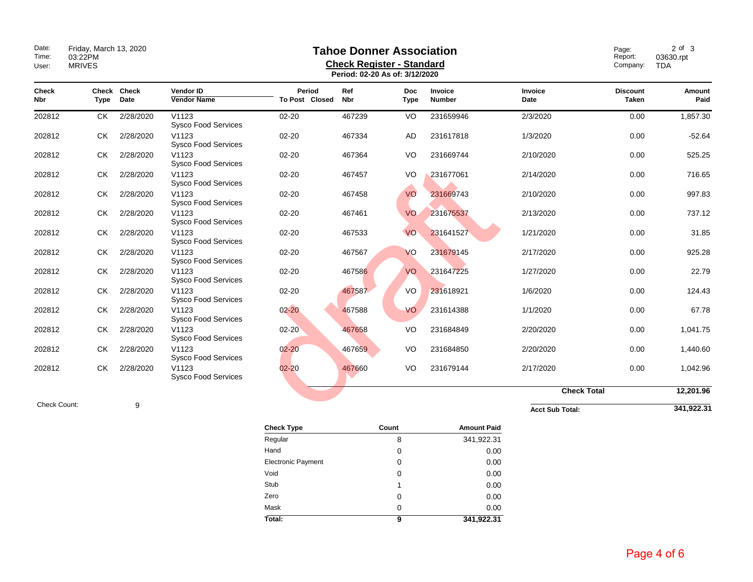Date: Friday, March 13, 2020
Time: 03:22PM
User: MRIVES

# Tahoe Donner Association

## Check Register - Standard

**Period: 02-20 As of: 3/12/2020**

Page: 2 of 3
Report: 03630.rpt
Company: TDA

draft

| Check Nbr | Check Type | Check Date | Vendor ID / Vendor Name | Period To Post | Period Closed | Ref Nbr | Doc Type | Invoice Number | Invoice Date | Discount Taken | Amount Paid |
|---|---|---|---|---|---|---|---|---|---|---|---|
| 202812 | CK | 2/28/2020 | V1123 Sysco Food Services | 02-20 | | 467239 | VO | 231659946 | 2/3/2020 | 0.00 | 1,857.30 |
| 202812 | CK | 2/28/2020 | V1123 Sysco Food Services | 02-20 | | 467334 | AD | 231617818 | 1/3/2020 | 0.00 | -52.64 |
| 202812 | CK | 2/28/2020 | V1123 Sysco Food Services | 02-20 | | 467364 | VO | 231669744 | 2/10/2020 | 0.00 | 525.25 |
| 202812 | CK | 2/28/2020 | V1123 Sysco Food Services | 02-20 | | 467457 | VO | 231677061 | 2/14/2020 | 0.00 | 716.65 |
| 202812 | CK | 2/28/2020 | V1123 Sysco Food Services | 02-20 | | 467458 | VO | 231669743 | 2/10/2020 | 0.00 | 997.83 |
| 202812 | CK | 2/28/2020 | V1123 Sysco Food Services | 02-20 | | 467461 | VO | 231675537 | 2/13/2020 | 0.00 | 737.12 |
| 202812 | CK | 2/28/2020 | V1123 Sysco Food Services | 02-20 | | 467533 | VO | 231641527 | 1/21/2020 | 0.00 | 31.85 |
| 202812 | CK | 2/28/2020 | V1123 Sysco Food Services | 02-20 | | 467567 | VO | 231679145 | 2/17/2020 | 0.00 | 925.28 |
| 202812 | CK | 2/28/2020 | V1123 Sysco Food Services | 02-20 | | 467586 | VO | 231647225 | 1/27/2020 | 0.00 | 22.79 |
| 202812 | CK | 2/28/2020 | V1123 Sysco Food Services | 02-20 | | 467587 | VO | 231618921 | 1/6/2020 | 0.00 | 124.43 |
| 202812 | CK | 2/28/2020 | V1123 Sysco Food Services | 02-20 | | 467588 | VO | 231614388 | 1/1/2020 | 0.00 | 67.78 |
| 202812 | CK | 2/28/2020 | V1123 Sysco Food Services | 02-20 | | 467658 | VO | 231684849 | 2/20/2020 | 0.00 | 1,041.75 |
| 202812 | CK | 2/28/2020 | V1123 Sysco Food Services | 02-20 | | 467659 | VO | 231684850 | 2/20/2020 | 0.00 | 1,440.60 |
| 202812 | CK | 2/28/2020 | V1123 Sysco Food Services | 02-20 | | 467660 | VO | 231679144 | 2/17/2020 | 0.00 | 1,042.96 |
| | | | | | | | | | **Check Total** | | **12,201.96** |

Check Count: 9

**Acct Sub Total:** **341,922.31**

| Check Type | Count | Amount Paid |
|---|---|---|
| Regular | 8 | 341,922.31 |
| Hand | 0 | 0.00 |
| Electronic Payment | 0 | 0.00 |
| Void | 0 | 0.00 |
| Stub | 1 | 0.00 |
| Zero | 0 | 0.00 |
| Mask | 0 | 0.00 |
| **Total:** | **9** | **341,922.31** |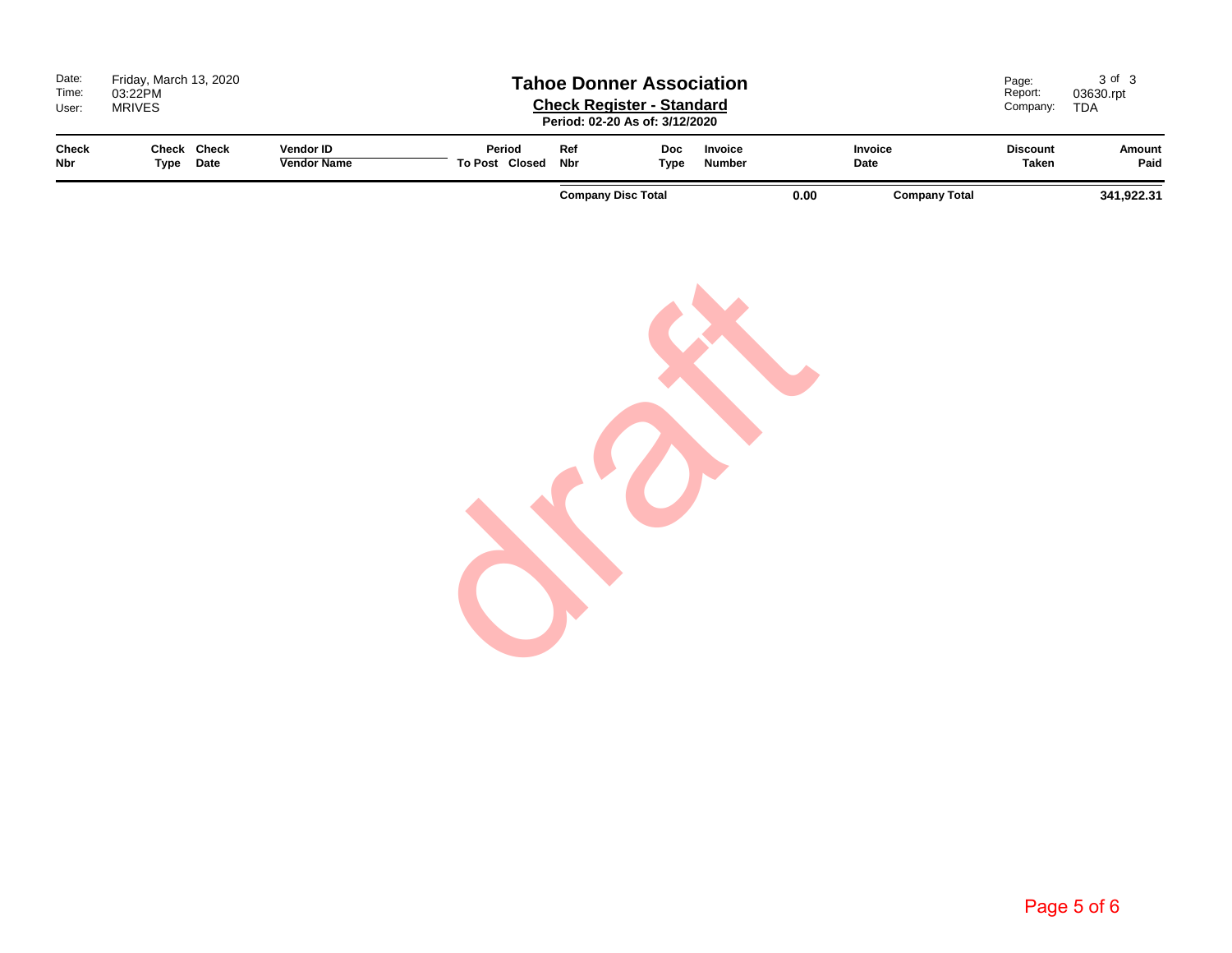| Date: | Friday, March 13, 2020 |
| --- | --- |
| Time: | 03:22PM |
| User: | MRIVES |

# Tahoe Donner Association

## Check Register - Standard

**Period: 02-20 As of: 3/12/2020**

| Page: | 3 of 3 |
| --- | --- |
| Report: | 03630.rpt |
| Company: | TDA |

| Check Nbr | Check Type | Check Date | Vendor ID / Vendor Name | Period To Post | Period Closed | Ref Nbr | Doc Type | Invoice Number | Invoice Date | Discount Taken | Amount Paid |
| --- | --- | --- | --- | --- | --- | --- | --- | --- | --- | --- | --- |
| | | | | | | **Company Disc Total** | | **0.00** | **Company Total** | | **341,922.31** |

draft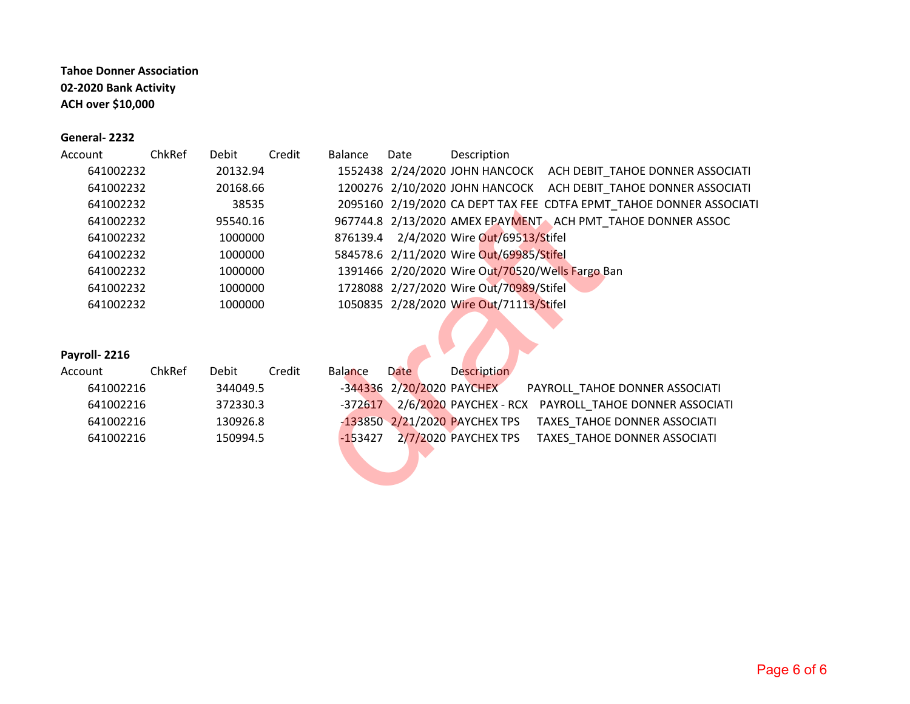**Tahoe Donner Association**
**02-2020 Bank Activity**
**ACH over $10,000**

**General- 2232**

| Account | ChkRef | Debit | Credit | Balance | Date | Description |
|---|---|---|---|---|---|---|
| 641002232 | | 20132.94 | | 1552438 | 2/24/2020 | JOHN HANCOCK ACH DEBIT_TAHOE DONNER ASSOCIATI |
| 641002232 | | 20168.66 | | 1200276 | 2/10/2020 | JOHN HANCOCK ACH DEBIT_TAHOE DONNER ASSOCIATI |
| 641002232 | | 38535 | | 2095160 | 2/19/2020 | CA DEPT TAX FEE CDTFA EPMT_TAHOE DONNER ASSOCIATI |
| 641002232 | | 95540.16 | | 967744.8 | 2/13/2020 | AMEX EPAYMENT ACH PMT_TAHOE DONNER ASSOC |
| 641002232 | | 1000000 | | 876139.4 | 2/4/2020 | Wire Out/69513/Stifel |
| 641002232 | | 1000000 | | 584578.6 | 2/11/2020 | Wire Out/69985/Stifel |
| 641002232 | | 1000000 | | 1391466 | 2/20/2020 | Wire Out/70520/Wells Fargo Ban |
| 641002232 | | 1000000 | | 1728088 | 2/27/2020 | Wire Out/70989/Stifel |
| 641002232 | | 1000000 | | 1050835 | 2/28/2020 | Wire Out/71113/Stifel |

**Payroll- 2216**

| Account | ChkRef | Debit | Credit | Balance | Date | Description |
|---|---|---|---|---|---|---|
| 641002216 | | 344049.5 | | -344336 | 2/20/2020 | PAYCHEX PAYROLL_TAHOE DONNER ASSOCIATI |
| 641002216 | | 372330.3 | | -372617 | 2/6/2020 | PAYCHEX - RCX PAYROLL_TAHOE DONNER ASSOCIATI |
| 641002216 | | 130926.8 | | -133850 | 2/21/2020 | PAYCHEX TPS TAXES_TAHOE DONNER ASSOCIATI |
| 641002216 | | 150994.5 | | -153427 | 2/7/2020 | PAYCHEX TPS TAXES_TAHOE DONNER ASSOCIATI |